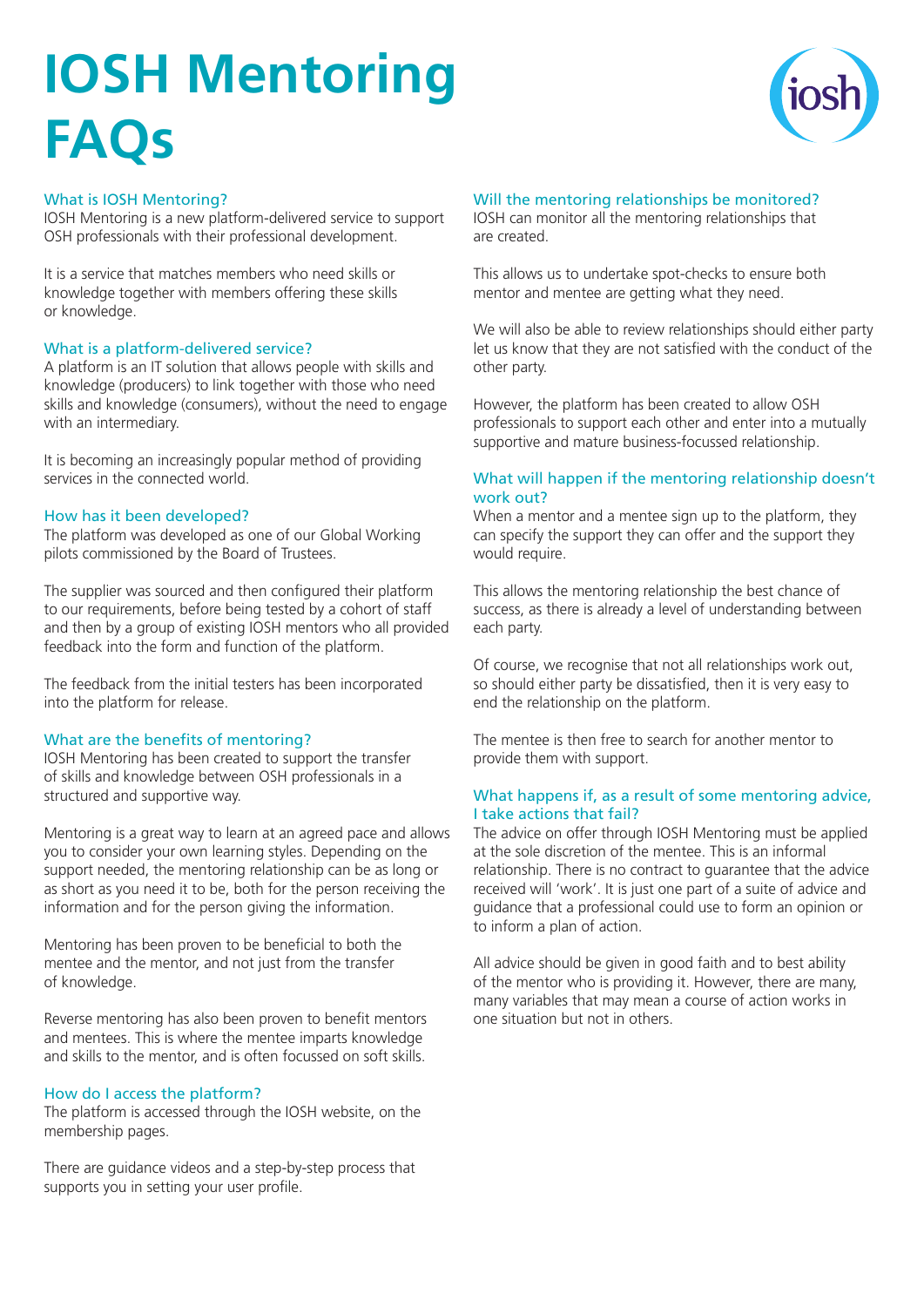# IOSH Mentoring FAQs

### What is IOSH Mentoring?

IOSH Mentoring is a new platform-delivered service to support OSH professionals with their professional development.

It is a service that matches members who need skills or knowledge together with members offering these skills or knowledge.

### What is a platform-delivered service?

A platform is an IT solution that allows people with skills and knowledge (producers) to link together with those who need skills and knowledge (consumers), without the need to engage with an intermediary.

It is becoming an increasingly popular method of providing services in the connected world.

### How has it been developed?

The platform was developed as one of our Global Working pilots commissioned by the Board of Trustees.

The supplier was sourced and then configured their platform to our requirements, before being tested by a cohort of staff and then by a group of existing IOSH mentors who all provided feedback into the form and function of the platform.

The feedback from the initial testers has been incorporated into the platform for release.

### What are the benefits of mentoring?

IOSH Mentoring has been created to support the transfer of skills and knowledge between OSH professionals in a structured and supportive way.

Mentoring is a great way to learn at an agreed pace and allows you to consider your own learning styles. Depending on the support needed, the mentoring relationship can be as long or as short as you need it to be, both for the person receiving the information and for the person giving the information.

Mentoring has been proven to be beneficial to both the mentee and the mentor, and not just from the transfer of knowledge.

Reverse mentoring has also been proven to benefit mentors and mentees. This is where the mentee imparts knowledge and skills to the mentor, and is often focussed on soft skills.

### How do I access the platform?

The platform is accessed through the IOSH website, on the membership pages.

There are guidance videos and a step-by-step process that supports you in setting your user profile.

### Will the mentoring relationships be monitored?

IOSH can monitor all the mentoring relationships that are created.

This allows us to undertake spot-checks to ensure both mentor and mentee are getting what they need.

We will also be able to review relationships should either party let us know that they are not satisfied with the conduct of the other party.

However, the platform has been created to allow OSH professionals to support each other and enter into a mutually supportive and mature business-focussed relationship.

### What will happen if the mentoring relationship doesn't work out?

When a mentor and a mentee sign up to the platform, they can specify the support they can offer and the support they would require.

This allows the mentoring relationship the best chance of success, as there is already a level of understanding between each party.

Of course, we recognise that not all relationships work out, so should either party be dissatisfied, then it is very easy to end the relationship on the platform.

The mentee is then free to search for another mentor to provide them with support.

### What happens if, as a result of some mentoring advice, I take actions that fail?

The advice on offer through IOSH Mentoring must be applied at the sole discretion of the mentee. This is an informal relationship. There is no contract to guarantee that the advice received will 'work'. It is just one part of a suite of advice and guidance that a professional could use to form an opinion or to inform a plan of action.

All advice should be given in good faith and to best ability of the mentor who is providing it. However, there are many, many variables that may mean a course of action works in one situation but not in others.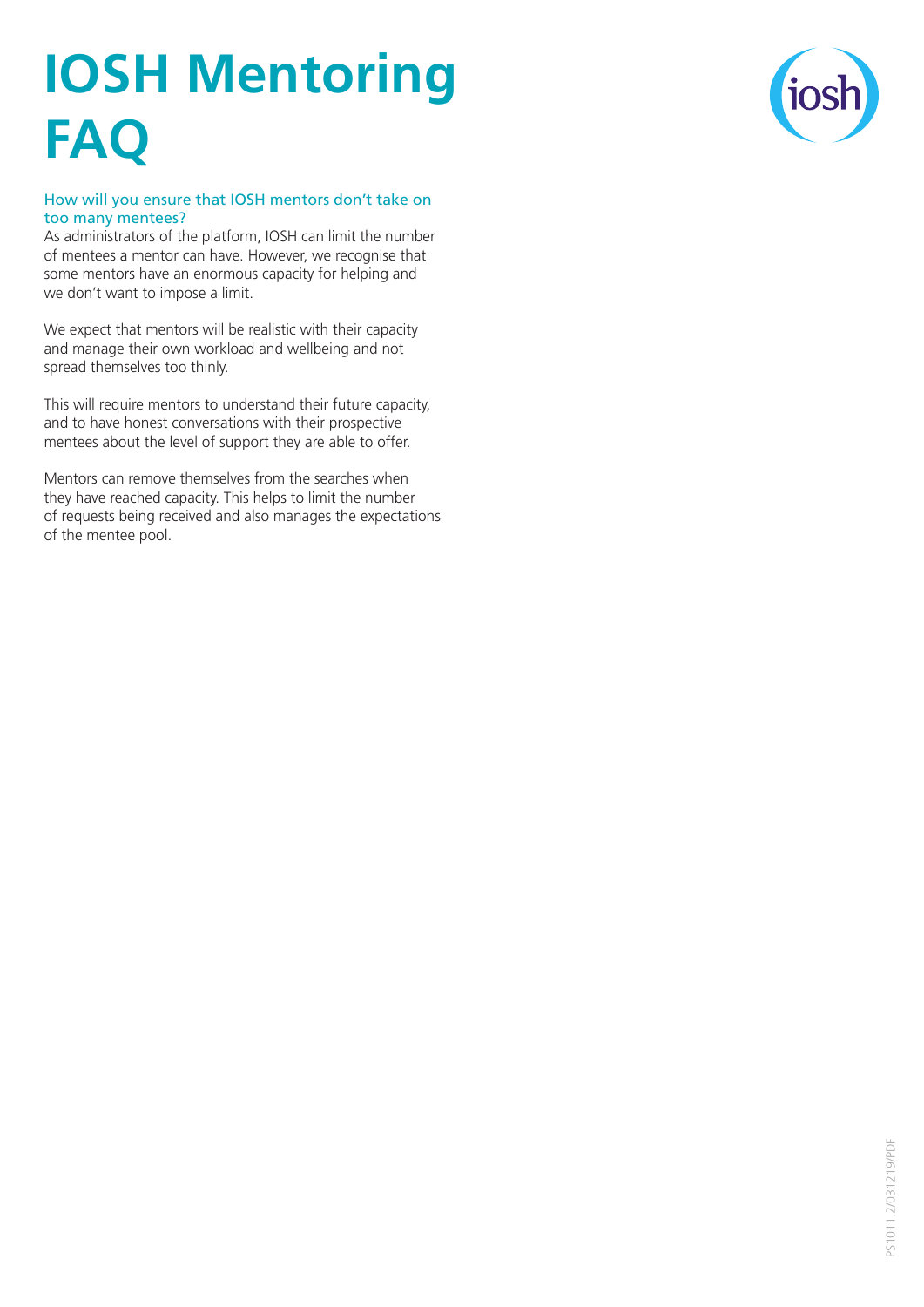# IOSH Mentoring FAQ

### How will you ensure that IOSH mentors don't take on too many mentees?

As administrators of the platform, IOSH can limit the number of mentees a mentor can have. However, we recognise that some mentors have an enormous capacity for helping and we don't want to impose a limit.

We expect that mentors will be realistic with their capacity and manage their own workload and wellbeing and not spread themselves too thinly.

This will require mentors to understand their future capacity, and to have honest conversations with their prospective mentees about the level of support they are able to offer.

Mentors can remove themselves from the searches when they have reached capacity. This helps to limit the number of requests being received and also manages the expectations of the mentee pool.

PS1011.2/031219/PDF